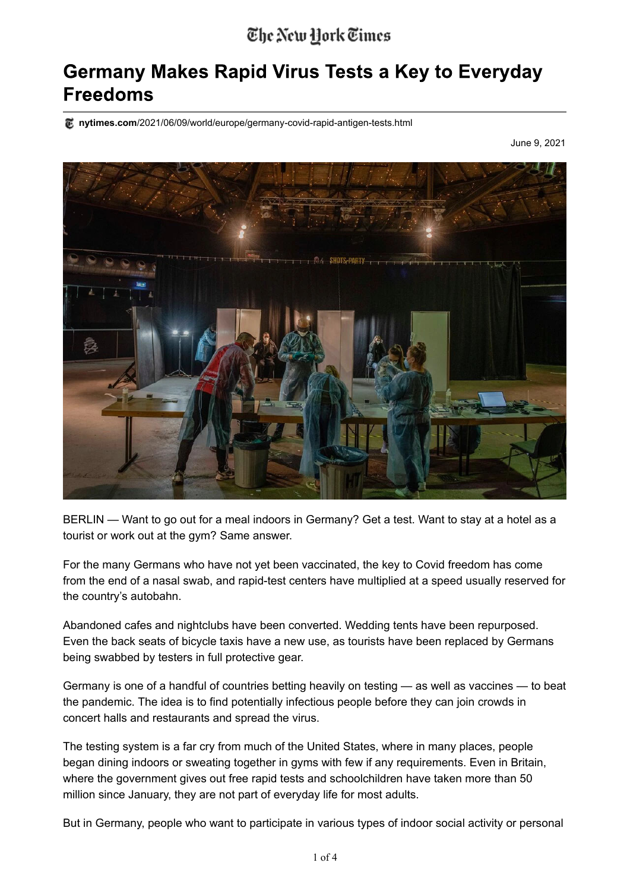# Germany Makes Rapid Virus Tests a Key to Everyday Freedoms

nytimes.com/2021/06/09/world/europe/germany-covid-rapid-antigen-tests.html

June 9, 2021

BERLIN — Want to go out for a meal indoors in Germany? Get a test. Want to stay at a hotel as a tourist or work out at the gym? Same answer.

For the many Germans who have not yet been vaccinated, the key to Covid freedom has come from the end of a nasal swab, and rapid-test centers have multiplied at a speed usually reserved for the country's autobahn.

Abandoned cafes and nightclubs have been converted. Wedding tents have been repurposed. Even the back seats of bicycle taxis have a new use, as tourists have been replaced by Germans being swabbed by testers in full protective gear.

Germany is one of a handful of countries betting heavily on testing — as well as vaccines — to beat the pandemic. The idea is to find potentially infectious people before they can join crowds in concert halls and restaurants and spread the virus.

The testing system is a far cry from much of the United States, where in many places, people began dining indoors or sweating together in gyms with few if any requirements. Even in Britain, where the government gives out free rapid tests and schoolchildren have taken more than 50 million since January, they are not part of everyday life for most adults.

But in Germany, people who want to participate in various types of indoor social activity or personal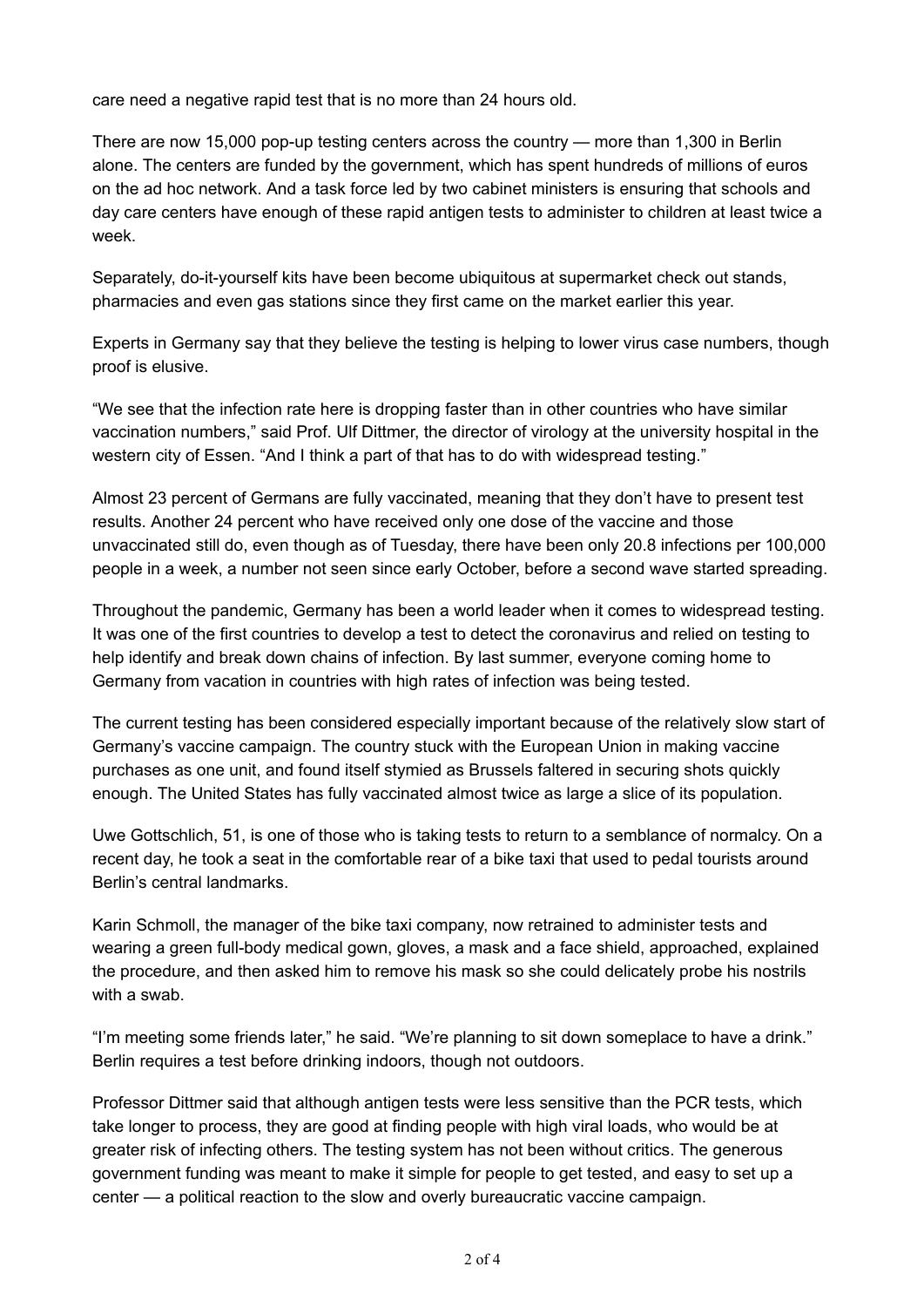care need a negative rapid test that is no more than 24 hours old.

There are now 15,000 pop-up testing centers across the country — more than 1,300 in Berlin alone. The centers are funded by the government, which has spent hundreds of millions of euros on the ad hoc network. And a task force led by two cabinet ministers is ensuring that schools and day care centers have enough of these rapid antigen tests to administer to children at least twice a week.

Separately, do-it-yourself kits have been become ubiquitous at supermarket check out stands, pharmacies and even gas stations since they first came on the market earlier this year.

Experts in Germany say that they believe the testing is helping to lower virus case numbers, though proof is elusive.

“We see that the infection rate here is dropping faster than in other countries who have similar vaccination numbers,” said Prof. Ulf Dittmer, the director of virology at the university hospital in the western city of Essen. “And I think a part of that has to do with widespread testing.”

Almost 23 percent of Germans are fully vaccinated, meaning that they don’t have to present test results. Another 24 percent who have received only one dose of the vaccine and those unvaccinated still do, even though as of Tuesday, there have been only 20.8 infections per 100,000 people in a week, a number not seen since early October, before a second wave started spreading.

Throughout the pandemic, Germany has been a world leader when it comes to widespread testing. It was one of the first countries to develop a test to detect the coronavirus and relied on testing to help identify and break down chains of infection. By last summer, everyone coming home to Germany from vacation in countries with high rates of infection was being tested.

The current testing has been considered especially important because of the relatively slow start of Germany’s vaccine campaign. The country stuck with the European Union in making vaccine purchases as one unit, and found itself stymied as Brussels faltered in securing shots quickly enough. The United States has fully vaccinated almost twice as large a slice of its population.

Uwe Gottschlich, 51, is one of those who is taking tests to return to a semblance of normalcy. On a recent day, he took a seat in the comfortable rear of a bike taxi that used to pedal tourists around Berlin’s central landmarks.

Karin Schmoll, the manager of the bike taxi company, now retrained to administer tests and wearing a green full-body medical gown, gloves, a mask and a face shield, approached, explained the procedure, and then asked him to remove his mask so she could delicately probe his nostrils with a swab.

“I’m meeting some friends later,” he said. “We’re planning to sit down someplace to have a drink.” Berlin requires a test before drinking indoors, though not outdoors.

Professor Dittmer said that although antigen tests were less sensitive than the PCR tests, which take longer to process, they are good at finding people with high viral loads, who would be at greater risk of infecting others. The testing system has not been without critics. The generous government funding was meant to make it simple for people to get tested, and easy to set up a center — a political reaction to the slow and overly bureaucratic vaccine campaign.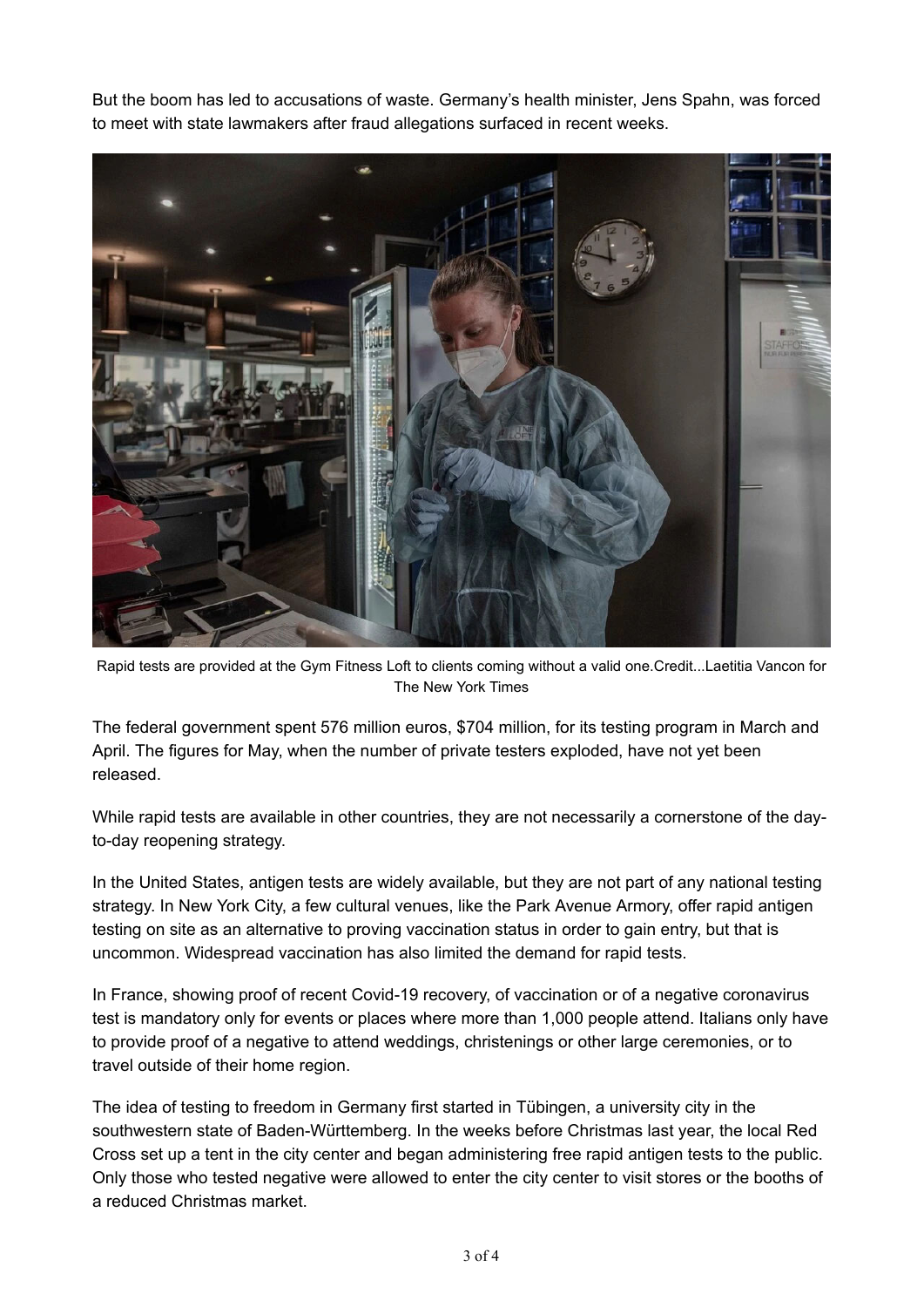But the boom has led to accusations of waste. Germany's health minister, Jens Spahn, was forced to meet with state lawmakers after fraud allegations surfaced in recent weeks.

Rapid tests are provided at the Gym Fitness Loft to clients coming without a valid one.Credit...Laetitia Vancon for The New York Times

The federal government spent 576 million euros, $704 million, for its testing program in March and April. The figures for May, when the number of private testers exploded, have not yet been released.

While rapid tests are available in other countries, they are not necessarily a cornerstone of the day-to-day reopening strategy.

In the United States, antigen tests are widely available, but they are not part of any national testing strategy. In New York City, a few cultural venues, like the Park Avenue Armory, offer rapid antigen testing on site as an alternative to proving vaccination status in order to gain entry, but that is uncommon. Widespread vaccination has also limited the demand for rapid tests.

In France, showing proof of recent Covid-19 recovery, of vaccination or of a negative coronavirus test is mandatory only for events or places where more than 1,000 people attend. Italians only have to provide proof of a negative to attend weddings, christenings or other large ceremonies, or to travel outside of their home region.

The idea of testing to freedom in Germany first started in Tübingen, a university city in the southwestern state of Baden-Württemberg. In the weeks before Christmas last year, the local Red Cross set up a tent in the city center and began administering free rapid antigen tests to the public. Only those who tested negative were allowed to enter the city center to visit stores or the booths of a reduced Christmas market.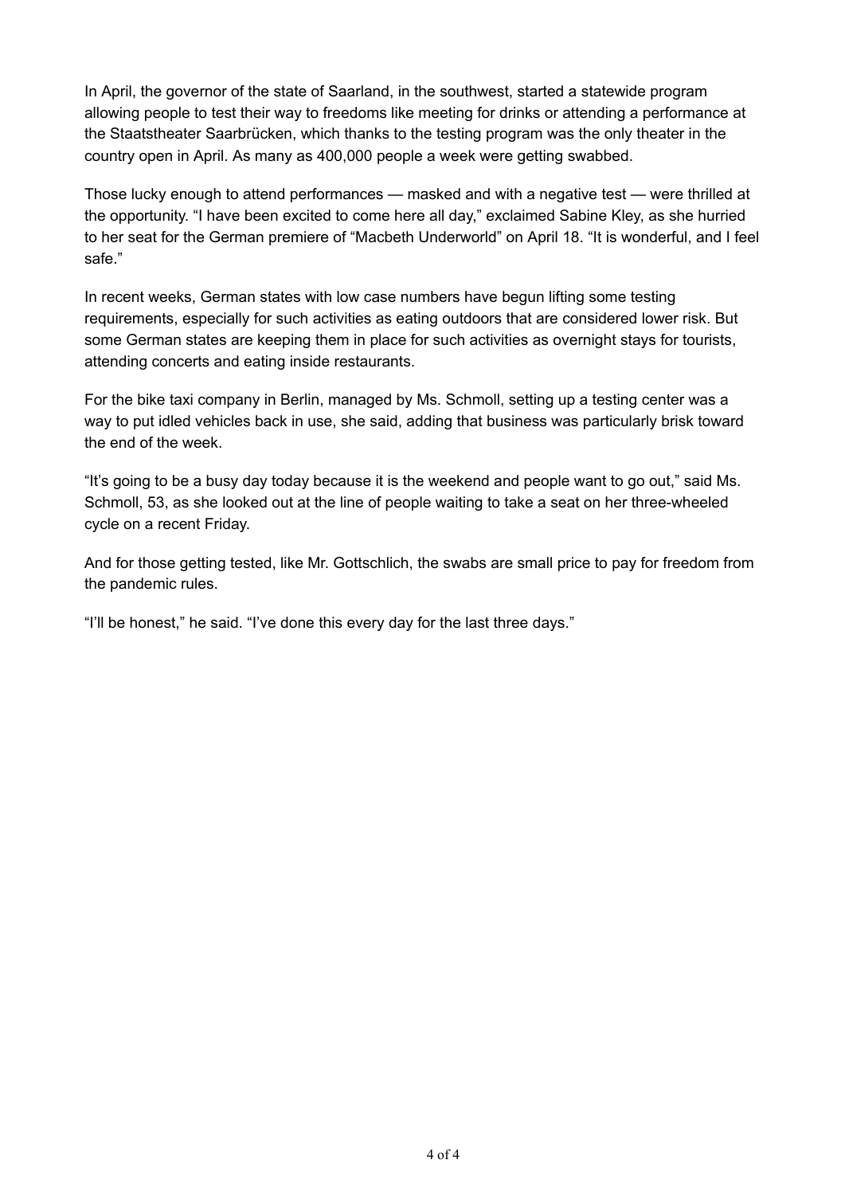In April, the governor of the state of Saarland, in the southwest, started a statewide program allowing people to test their way to freedoms like meeting for drinks or attending a performance at the Staatstheater Saarbrücken, which thanks to the testing program was the only theater in the country open in April. As many as 400,000 people a week were getting swabbed.

Those lucky enough to attend performances — masked and with a negative test — were thrilled at the opportunity. “I have been excited to come here all day,” exclaimed Sabine Kley, as she hurried to her seat for the German premiere of “Macbeth Underworld” on April 18. “It is wonderful, and I feel safe.”

In recent weeks, German states with low case numbers have begun lifting some testing requirements, especially for such activities as eating outdoors that are considered lower risk. But some German states are keeping them in place for such activities as overnight stays for tourists, attending concerts and eating inside restaurants.

For the bike taxi company in Berlin, managed by Ms. Schmoll, setting up a testing center was a way to put idled vehicles back in use, she said, adding that business was particularly brisk toward the end of the week.

“It’s going to be a busy day today because it is the weekend and people want to go out,” said Ms. Schmoll, 53, as she looked out at the line of people waiting to take a seat on her three-wheeled cycle on a recent Friday.

And for those getting tested, like Mr. Gottschlich, the swabs are small price to pay for freedom from the pandemic rules.

“I’ll be honest,” he said. “I’ve done this every day for the last three days.”